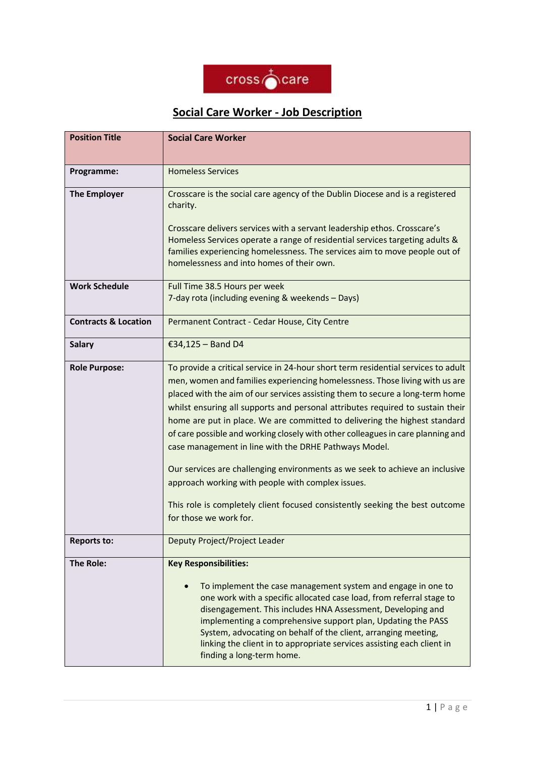# Social Care Worker - Job Description

| **Position Title** | **Social Care Worker** |
|---|---|
| **Programme:** | Homeless Services |
| **The Employer** | Crosscare is the social care agency of the Dublin Diocese and is a registered charity.<br><br>Crosscare delivers services with a servant leadership ethos. Crosscare's Homeless Services operate a range of residential services targeting adults & families experiencing homelessness. The services aim to move people out of homelessness and into homes of their own. |
| **Work Schedule** | Full Time 38.5 Hours per week<br>7-day rota (including evening & weekends – Days) |
| **Contracts & Location** | Permanent Contract - Cedar House, City Centre |
| **Salary** | €34,125 – Band D4 |
| **Role Purpose:** | To provide a critical service in 24-hour short term residential services to adult men, women and families experiencing homelessness. Those living with us are placed with the aim of our services assisting them to secure a long-term home whilst ensuring all supports and personal attributes required to sustain their home are put in place. We are committed to delivering the highest standard of care possible and working closely with other colleagues in care planning and case management in line with the DRHE Pathways Model.<br><br>Our services are challenging environments as we seek to achieve an inclusive approach working with people with complex issues.<br><br>This role is completely client focused consistently seeking the best outcome for those we work for. |
| **Reports to:** | Deputy Project/Project Leader |
| **The Role:** | **Key Responsibilities:**<br><br>• To implement the case management system and engage in one to one work with a specific allocated case load, from referral stage to disengagement. This includes HNA Assessment, Developing and implementing a comprehensive support plan, Updating the PASS System, advocating on behalf of the client, arranging meeting, linking the client in to appropriate services assisting each client in finding a long-term home. |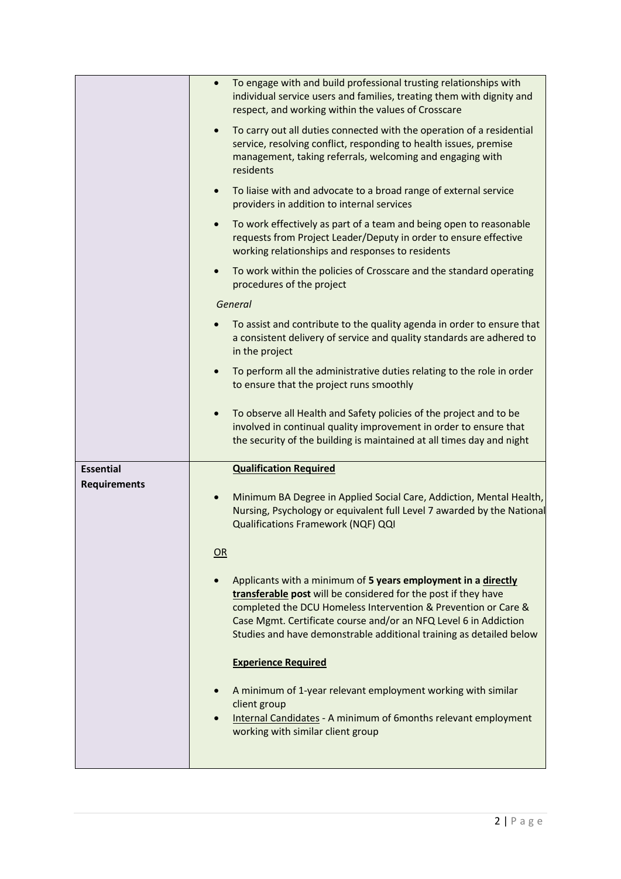| | |
|---|---|
| | • To engage with and build professional trusting relationships with individual service users and families, treating them with dignity and respect, and working within the values of Crosscare<br>• To carry out all duties connected with the operation of a residential service, resolving conflict, responding to health issues, premise management, taking referrals, welcoming and engaging with residents<br>• To liaise with and advocate to a broad range of external service providers in addition to internal services<br>• To work effectively as part of a team and being open to reasonable requests from Project Leader/Deputy in order to ensure effective working relationships and responses to residents<br>• To work within the policies of Crosscare and the standard operating procedures of the project<br>*General*<br>• To assist and contribute to the quality agenda in order to ensure that a consistent delivery of service and quality standards are adhered to in the project<br>• To perform all the administrative duties relating to the role in order to ensure that the project runs smoothly<br>• To observe all Health and Safety policies of the project and to be involved in continual quality improvement in order to ensure that the security of the building is maintained at all times day and night |
| **Essential Requirements** | **<u>Qualification Required</u>**<br>• Minimum BA Degree in Applied Social Care, Addiction, Mental Health, Nursing, Psychology or equivalent full Level 7 awarded by the National Qualifications Framework (NQF) QQI<br><u>OR</u><br>• Applicants with a minimum of **5 years employment in a <u>directly transferable</u> post** will be considered for the post if they have completed the DCU Homeless Intervention & Prevention or Care & Case Mgmt. Certificate course and/or an NFQ Level 6 in Addiction Studies and have demonstrable additional training as detailed below<br>**<u>Experience Required</u>**<br>• A minimum of 1-year relevant employment working with similar client group<br>• <u>Internal Candidates</u> - A minimum of 6months relevant employment working with similar client group |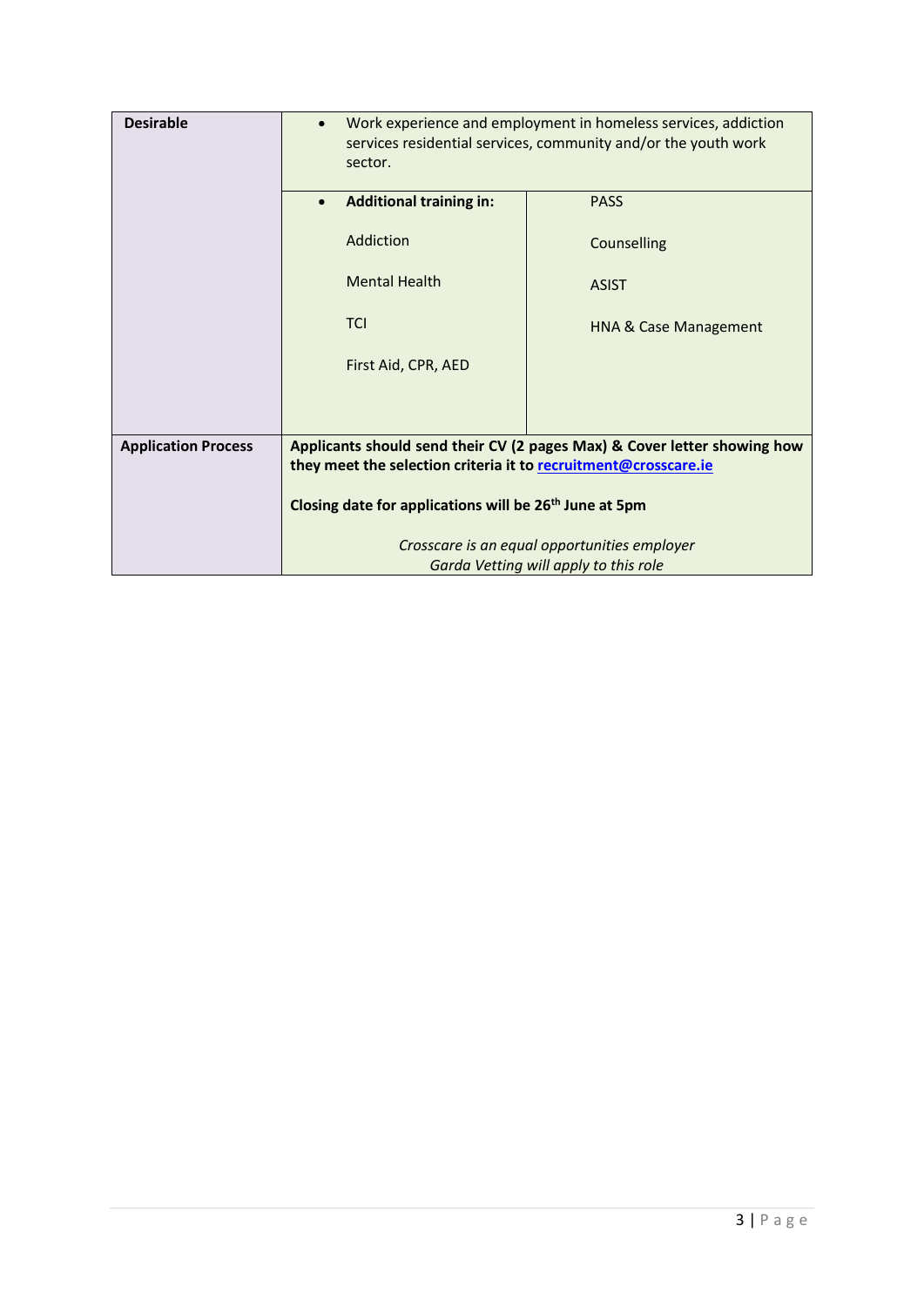| | | |
|---|---|---|
| **Desirable** | • Work experience and employment in homeless services, addiction services residential services, community and/or the youth work sector. | |
| | • **Additional training in:**<br><br>Addiction<br><br>Mental Health<br><br>TCI<br><br>First Aid, CPR, AED | PASS<br><br>Counselling<br><br>ASIST<br><br>HNA & Case Management |
| **Application Process** | **Applicants should send their CV (2 pages Max) & Cover letter showing how they meet the selection criteria it to recruitment@crosscare.ie**<br><br>**Closing date for applications will be 26th June at 5pm**<br><br>*Crosscare is an equal opportunities employer*<br>*Garda Vetting will apply to this role* | |